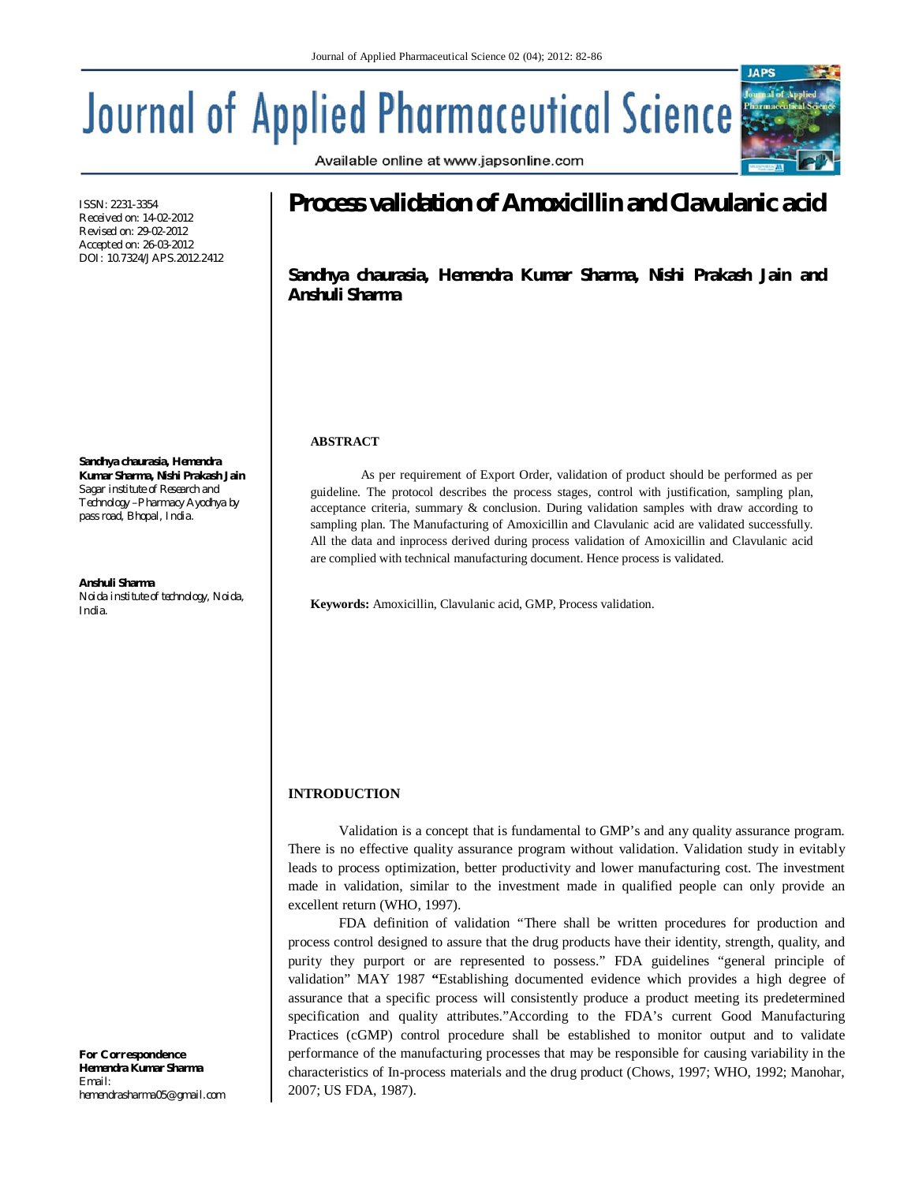# Process validation of Amoxicillin and Clavulanic acid

**Sandhya chaurasia, Hemendra Kumar Sharma, Nishi Prakash Jain and Anshuli Sharma**

ISSN: 2231-3354
Received on: 14-02-2012
Revised on: 29-02-2012
Accepted on: 26-03-2012
DOI: 10.7324/JAPS.2012.2412

**Sandhya chaurasia, Hemendra Kumar Sharma, Nishi Prakash Jain**
Sagar institute of Research and Technology –Pharmacy Ayodhya by pass road, Bhopal, India.

**Anshuli Sharma**
Noida institute of technology, Noida, India.

**For Correspondence**
**Hemendra Kumar Sharma**
Email:
hemendrasharma05@gmail.com

## ABSTRACT

As per requirement of Export Order, validation of product should be performed as per guideline. The protocol describes the process stages, control with justification, sampling plan, acceptance criteria, summary & conclusion. During validation samples with draw according to sampling plan. The Manufacturing of Amoxicillin and Clavulanic acid are validated successfully. All the data and inprocess derived during process validation of Amoxicillin and Clavulanic acid are complied with technical manufacturing document. Hence process is validated.

**Keywords:** Amoxicillin, Clavulanic acid, GMP, Process validation.

## INTRODUCTION

Validation is a concept that is fundamental to GMP's and any quality assurance program. There is no effective quality assurance program without validation. Validation study in evitably leads to process optimization, better productivity and lower manufacturing cost. The investment made in validation, similar to the investment made in qualified people can only provide an excellent return (WHO, 1997).

FDA definition of validation "There shall be written procedures for production and process control designed to assure that the drug products have their identity, strength, quality, and purity they purport or are represented to possess." FDA guidelines "general principle of validation" MAY 1987 **"**Establishing documented evidence which provides a high degree of assurance that a specific process will consistently produce a product meeting its predetermined specification and quality attributes."According to the FDA's current Good Manufacturing Practices (cGMP) control procedure shall be established to monitor output and to validate performance of the manufacturing processes that may be responsible for causing variability in the characteristics of In-process materials and the drug product (Chows, 1997; WHO, 1992; Manohar, 2007; US FDA, 1987).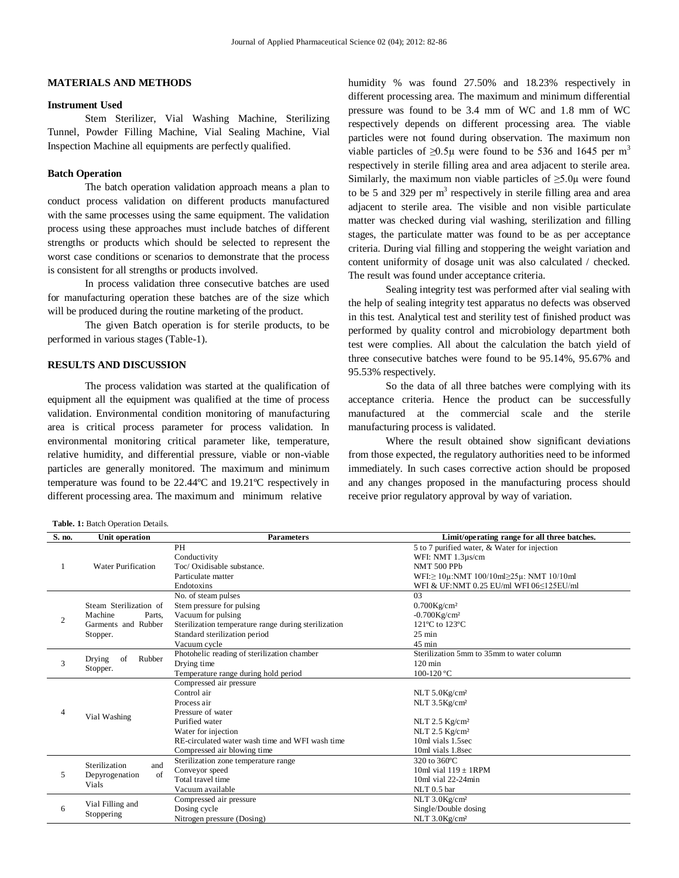## MATERIALS AND METHODS

### Instrument Used

Stem Sterilizer, Vial Washing Machine, Sterilizing Tunnel, Powder Filling Machine, Vial Sealing Machine, Vial Inspection Machine all equipments are perfectly qualified.

### Batch Operation

The batch operation validation approach means a plan to conduct process validation on different products manufactured with the same processes using the same equipment. The validation process using these approaches must include batches of different strengths or products which should be selected to represent the worst case conditions or scenarios to demonstrate that the process is consistent for all strengths or products involved.

In process validation three consecutive batches are used for manufacturing operation these batches are of the size which will be produced during the routine marketing of the product.

The given Batch operation is for sterile products, to be performed in various stages (Table-1).

## RESULTS AND DISCUSSION

The process validation was started at the qualification of equipment all the equipment was qualified at the time of process validation. Environmental condition monitoring of manufacturing area is critical process parameter for process validation. In environmental monitoring critical parameter like, temperature, relative humidity, and differential pressure, viable or non-viable particles are generally monitored. The maximum and minimum temperature was found to be 22.44ºC and 19.21ºC respectively in different processing area. The maximum and minimum relative humidity % was found 27.50% and 18.23% respectively in different processing area. The maximum and minimum differential pressure was found to be 3.4 mm of WC and 1.8 mm of WC respectively depends on different processing area. The viable particles were not found during observation. The maximum non viable particles of ≥0.5µ were found to be 536 and 1645 per $m^3$ respectively in sterile filling area and area adjacent to sterile area. Similarly, the maximum non viable particles of ≥5.0µ were found to be 5 and 329 per $m^3$ respectively in sterile filling area and area adjacent to sterile area. The visible and non visible particulate matter was checked during vial washing, sterilization and filling stages, the particulate matter was found to be as per acceptance criteria. During vial filling and stoppering the weight variation and content uniformity of dosage unit was also calculated / checked. The result was found under acceptance criteria.

Sealing integrity test was performed after vial sealing with the help of sealing integrity test apparatus no defects was observed in this test. Analytical test and sterility test of finished product was performed by quality control and microbiology department both test were complies. All about the calculation the batch yield of three consecutive batches were found to be 95.14%, 95.67% and 95.53% respectively.

So the data of all three batches were complying with its acceptance criteria. Hence the product can be successfully manufactured at the commercial scale and the sterile manufacturing process is validated.

Where the result obtained show significant deviations from those expected, the regulatory authorities need to be informed immediately. In such cases corrective action should be proposed and any changes proposed in the manufacturing process should receive prior regulatory approval by way of variation.

**Table. 1:** Batch Operation Details.

| S. no. | Unit operation | Parameters | Limit/operating range for all three batches. |
|---|---|---|---|
| 1 | Water Purification | PH | 5 to 7 purified water, & Water for injection |
| | | Conductivity | WFI: NMT 1.3µs/cm |
| | | Toc/ Oxidisable substance. | NMT 500 PPb |
| | | Particulate matter | WFI:≥ 10µ:NMT 100/10ml≥25µ: NMT 10/10ml |
| | | Endotoxins | WFI & UF:NMT 0.25 EU/ml WFI 06≤125EU/ml |
| 2 | Steam Sterilization of Machine Parts, Garments and Rubber Stopper. | No. of steam pulses | 03 |
| | | Stem pressure for pulsing | 0.700Kg/cm² |
| | | Vacuum for pulsing | -0.700Kg/cm² |
| | | Sterilization temperature range during sterilization | 121ºC to 123ºC |
| | | Standard sterilization period | 25 min |
| | | Vacuum cycle | 45 min |
| 3 | Drying of Rubber Stopper. | Photohelic reading of sterilization chamber | Sterilization 5mm to 35mm to water column |
| | | Drying time | 120 min |
| | | Temperature range during hold period | 100-120 ºC |
| 4 | Vial Washing | Compressed air pressure | |
| | | Control air | NLT 5.0Kg/cm² |
| | | Process air | NLT 3.5Kg/cm² |
| | | Pressure of water | |
| | | Purified water | NLT 2.5 Kg/cm² |
| | | Water for injection | NLT 2.5 Kg/cm² |
| | | RE-circulated water wash time and WFI wash time | 10ml vials 1.5sec |
| | | Compressed air blowing time | 10ml vials 1.8sec |
| 5 | Sterilization and Depyrogenation of Vials | Sterilization zone temperature range | 320 to 360ºC |
| | | Conveyor speed | 10ml vial 119 ± 1RPM |
| | | Total travel time | 10ml vial 22-24min |
| | | Vacuum available | NLT 0.5 bar |
| 6 | Vial Filling and Stoppering | Compressed air pressure | NLT 3.0Kg/cm² |
| | | Dosing cycle | Single/Double dosing |
| | | Nitrogen pressure (Dosing) | NLT 3.0Kg/cm² |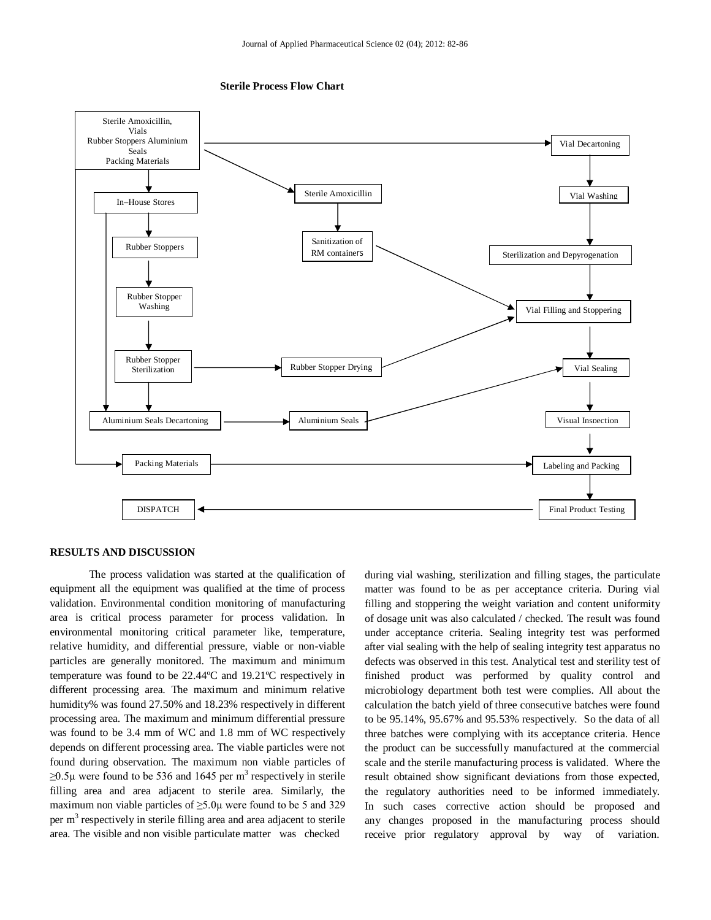**Sterile Process Flow Chart**

- Sterile Amoxicillin, Vials, Rubber Stoppers, Aluminium Seals, Packing Materials → Vial Decartoning
- Sterile Amoxicillin, Vials, Rubber Stoppers, Aluminium Seals, Packing Materials → Sterile Amoxicillin
- Sterile Amoxicillin, Vials, Rubber Stoppers, Aluminium Seals, Packing Materials → In–House Stores
- Sterile Amoxicillin, Vials, Rubber Stoppers, Aluminium Seals, Packing Materials → Packing Materials
- Vial Decartoning → Vial Washing → Sterilization and Depyrogenation → Vial Filling and Stoppering
- Sterile Amoxicillin → Sanitization of RM containers → Vial Filling and Stoppering
- In–House Stores → Rubber Stoppers → Rubber Stopper Washing → Rubber Stopper Sterilization → Rubber Stopper Drying → Vial Filling and Stoppering
- Rubber Stopper Sterilization → Aluminium Seals Decartoning
- In–House Stores → Aluminium Seals Decartoning → Aluminium Seals → Vial Sealing
- Vial Filling and Stoppering → Vial Sealing → Visual Inspection → Labeling and Packing
- Packing Materials → Labeling and Packing
- Labeling and Packing → Final Product Testing → DISPATCH

## RESULTS AND DISCUSSION

The process validation was started at the qualification of equipment all the equipment was qualified at the time of process validation. Environmental condition monitoring of manufacturing area is critical process parameter for process validation. In environmental monitoring critical parameter like, temperature, relative humidity, and differential pressure, viable or non-viable particles are generally monitored. The maximum and minimum temperature was found to be 22.44ºC and 19.21ºC respectively in different processing area. The maximum and minimum relative humidity% was found 27.50% and 18.23% respectively in different processing area. The maximum and minimum differential pressure was found to be 3.4 mm of WC and 1.8 mm of WC respectively depends on different processing area. The viable particles were not found during observation. The maximum non viable particles of ≥0.5µ were found to be 536 and 1645 per $m^3$ respectively in sterile filling area and area adjacent to sterile area. Similarly, the maximum non viable particles of ≥5.0µ were found to be 5 and 329 per $m^3$ respectively in sterile filling area and area adjacent to sterile area. The visible and non visible particulate matter was checked during vial washing, sterilization and filling stages, the particulate matter was found to be as per acceptance criteria. During vial filling and stoppering the weight variation and content uniformity of dosage unit was also calculated / checked. The result was found under acceptance criteria. Sealing integrity test was performed after vial sealing with the help of sealing integrity test apparatus no defects was observed in this test. Analytical test and sterility test of finished product was performed by quality control and microbiology department both test were complies. All about the calculation the batch yield of three consecutive batches were found to be 95.14%, 95.67% and 95.53% respectively. So the data of all three batches were complying with its acceptance criteria. Hence the product can be successfully manufactured at the commercial scale and the sterile manufacturing process is validated. Where the result obtained show significant deviations from those expected, the regulatory authorities need to be informed immediately. In such cases corrective action should be proposed and any changes proposed in the manufacturing process should receive prior regulatory approval by way of variation.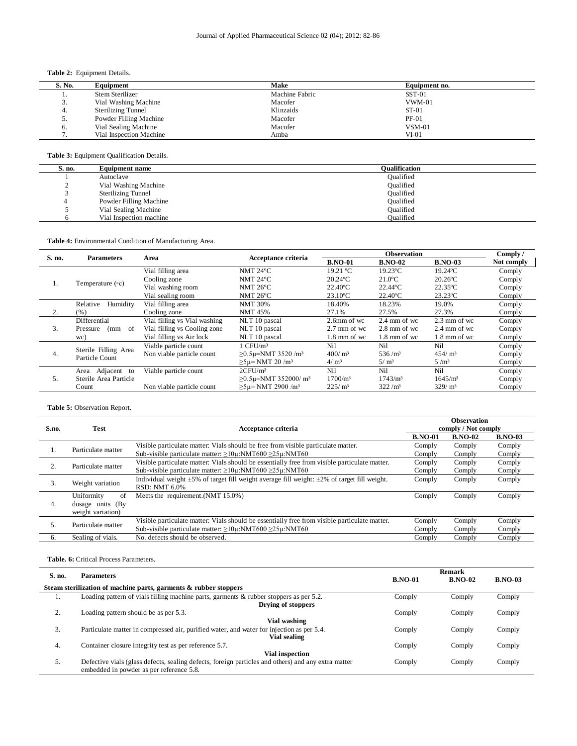**Table 2:** Equipment Details.

| S. No. | Equipment | Make | Equipment no. |
|---|---|---|---|
| 1. | Stem Sterilizer | Machine Fabric | SST-01 |
| 3. | Vial Washing Machine | Macofer | VWM-01 |
| 4. | Sterilizing Tunnel | Klinzaids | ST-01 |
| 5. | Powder Filling Machine | Macofer | PF-01 |
| 6. | Vial Sealing Machine | Macofer | VSM-01 |
| 7. | Vial Inspection Machine | Amba | VI-01 |

**Table 3:** Equipment Qualification Details.

| S. no. | Equipment name | Qualification |
|---|---|---|
| 1 | Autoclave | Qualified |
| 2 | Vial Washing Machine | Qualified |
| 3 | Sterilizing Tunnel | Qualified |
| 4 | Powder Filling Machine | Qualified |
| 5 | Vial Sealing Machine | Qualified |
| 6 | Vial Inspection machine | Qualified |

**Table 4:** Environmental Condition of Manufacturing Area.

| S. no. | Parameters | Area | Acceptance criteria | Observation | | | Comply / Not comply |
|---|---|---|---|---|---|---|---|
| | | | | B.NO-01 | B.NO-02 | B.NO-03 | |
| 1. | Temperature (◦c) | Vial filling area | NMT 24°C | 19.21 °C | 19.23°C | 19.24°C | Comply |
| | | Cooling zone | NMT 24°C | 20.24°C | 21.0°C | 20.26°C | Comply |
| | | Vial washing room | NMT 26°C | 22.40°C | 22.44°C | 22.35°C | Comply |
| | | Vial sealing room | NMT 26°C | 23.10°C | 22.40°C | 23.23°C | Comply |
| 2. | Relative Humidity (%) | Vial filling area | NMT 30% | 18.40% | 18.23% | 19.0% | Comply |
| | | Cooling zone | NMT 45% | 27.1% | 27.5% | 27.3% | Comply |
| 3. | Differential Pressure (mm of wc) | Vial filling vs Vial washing | NLT 10 pascal | 2.6mm of wc | 2.4 mm of wc | 2.3 mm of wc | Comply |
| | | Vial filling vs Cooling zone | NLT 10 pascal | 2.7 mm of wc | 2.8 mm of wc | 2.4 mm of wc | Comply |
| | | Vial filling vs Air lock | NLT 10 pascal | 1.8 mm of wc | 1.8 mm of wc | 1.8 mm of wc | Comply |
| 4. | Sterile Filling Area Particle Count | Viable particle count | 1 CFU/m³ | Nil | Nil | Nil | Comply |
| | | Non viable particle count | ≥0.5μ=NMT 3520 /m³ | 400/ m³ | 536 /m³ | 454/ m³ | Comply |
| | | | ≥5μ= NMT 20 /m³ | 4/ m³ | 5/ m³ | 5 /m³ | Comply |
| 5. | Area Adjacent to Sterile Area Particle Count | Viable particle count | 2CFU/m² | Nil | Nil | Nil | Comply |
| | | | ≥0.5μ=NMT 352000/ m³ | 1700/m³ | 1743/m³ | 1645/m³ | Comply |
| | | Non viable particle count | ≥5μ= NMT 2900 /m³ | 225/ m³ | 322 /m³ | 329/ m³ | Comply |

**Table 5:** Observation Report.

| S.no. | Test | Acceptance criteria | Observation comply / Not comply | | |
|---|---|---|---|---|---|
| | | | B.NO-01 | B.NO-02 | B.NO-03 |
| 1. | Particulate matter | Visible particulate matter: Vials should be free from visible particulate matter. | Comply | Comply | Comply |
| | | Sub-visible particulate matter: ≥10μ:NMT600 ≥25μ:NMT60 | Comply | Comply | Comply |
| 2. | Particulate matter | Visible particulate matter: Vials should be essentially free from visible particulate matter. | Comply | Comply | Comply |
| | | Sub-visible particulate matter: ≥10μ:NMT600 ≥25μ:NMT60 | Comply | Comply | Comply |
| 3. | Weight variation | Individual weight ±5% of target fill weight average fill weight: ±2% of target fill weight. RSD: NMT 6.0% | Comply | Comply | Comply |
| 4. | Uniformity of dosage units (By weight variation) | Meets the requirement.(NMT 15.0%) | Comply | Comply | Comply |
| 5. | Particulate matter | Visible particulate matter: Vials should be essentially free from visible particulate matter. | Comply | Comply | Comply |
| | | Sub-visible particulate matter: ≥10μ:NMT600 ≥25μ:NMT60 | Comply | Comply | Comply |
| 6. | Sealing of vials. | No. defects should be observed. | Comply | Comply | Comply |

**Table. 6:** Critical Process Parameters.

| S. no. | Parameters | Remark | | |
|---|---|---|---|---|
| | | B.NO-01 | B.NO-02 | B.NO-03 |
| | **Steam sterilization of machine parts, garments & rubber stoppers** | | | |
| 1. | Loading pattern of vials filling machine parts, garments & rubber stoppers as per 5.2. | Comply | Comply | Comply |
| | **Drying of stoppers** | | | |
| 2. | Loading pattern should be as per 5.3. | Comply | Comply | Comply |
| | **Vial washing** | | | |
| 3. | Particulate matter in compressed air, purified water, and water for injection as per 5.4. | Comply | Comply | Comply |
| | **Vial sealing** | | | |
| 4. | Container closure integrity test as per reference 5.7. | Comply | Comply | Comply |
| | **Vial inspection** | | | |
| 5. | Defective vials (glass defects, sealing defects, foreign particles and others) and any extra matter embedded in powder as per reference 5.8. | Comply | Comply | Comply |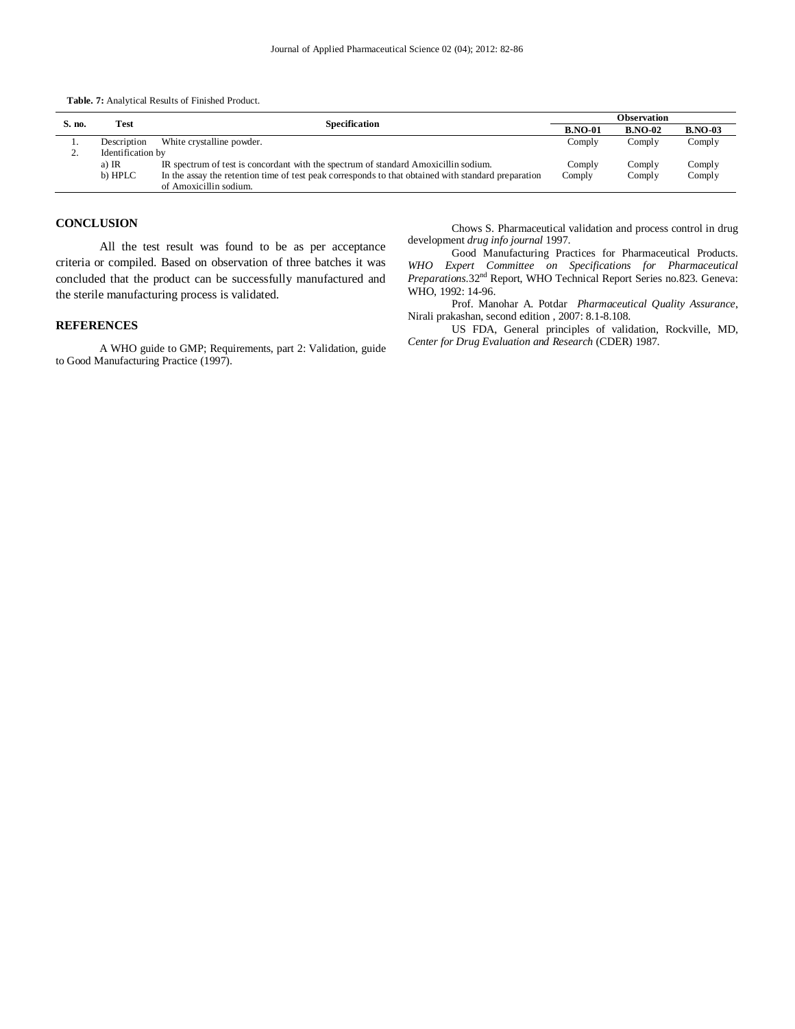**Table. 7:** Analytical Results of Finished Product.

| S. no. | Test | Specification | Observation | | |
|---|---|---|---|---|---|
| | | | **B.NO-01** | **B.NO-02** | **B.NO-03** |
| 1. | Description | White crystalline powder. | Comply | Comply | Comply |
| 2. | Identification by | | | | |
| | a) IR | IR spectrum of test is concordant with the spectrum of standard Amoxicillin sodium. | Comply | Comply | Comply |
| | b) HPLC | In the assay the retention time of test peak corresponds to that obtained with standard preparation of Amoxicillin sodium. | Comply | Comply | Comply |

## CONCLUSION

All the test result was found to be as per acceptance criteria or compiled. Based on observation of three batches it was concluded that the product can be successfully manufactured and the sterile manufacturing process is validated.

## REFERENCES

A WHO guide to GMP; Requirements, part 2: Validation, guide to Good Manufacturing Practice (1997).

Chows S. Pharmaceutical validation and process control in drug development *drug info journal* 1997.

Good Manufacturing Practices for Pharmaceutical Products. *WHO Expert Committee on Specifications for Pharmaceutical Preparations*.32nd Report, WHO Technical Report Series no.823. Geneva: WHO, 1992: 14-96.

Prof. Manohar A. Potdar *Pharmaceutical Quality Assurance*, Nirali prakashan, second edition , 2007: 8.1-8.108.

US FDA, General principles of validation, Rockville, MD, *Center for Drug Evaluation and Research* (CDER) 1987.